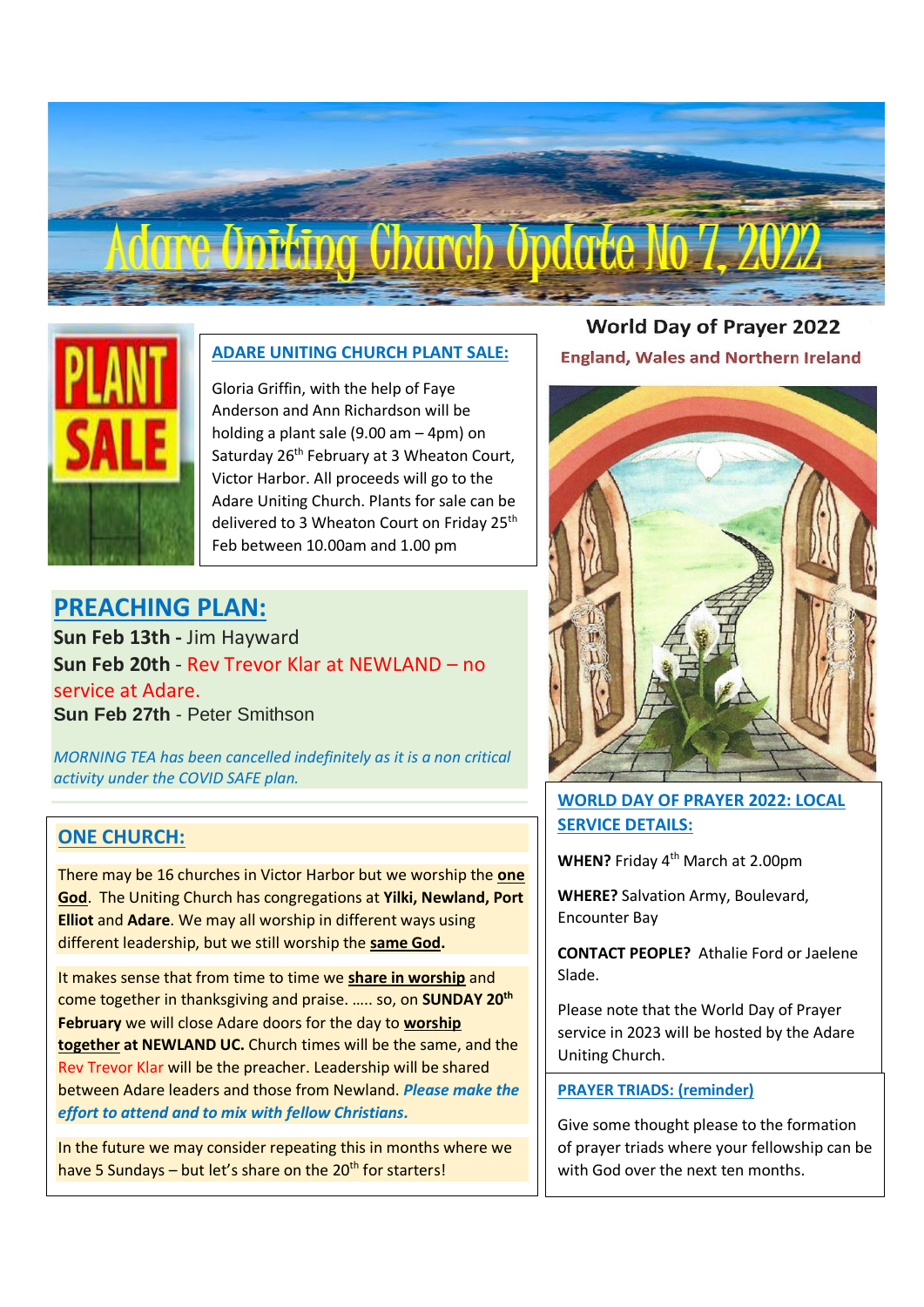# Adare Uniting Church Update No 7, 2022

## ADARE UNITING CHURCH PLANT SALE:

Gloria Griffin, with the help of Faye Anderson and Ann Richardson will be holding a plant sale (9.00 am – 4pm) on Saturday 26th February at 3 Wheaton Court, Victor Harbor. All proceeds will go to the Adare Uniting Church. Plants for sale can be delivered to 3 Wheaton Court on Friday 25th Feb between 10.00am and 1.00 pm

## PREACHING PLAN:

**Sun Feb 13th -** Jim Hayward
**Sun Feb 20th** - Rev Trevor Klar at NEWLAND – no service at Adare.
**Sun Feb 27th** - Peter Smithson

*MORNING TEA has been cancelled indefinitely as it is a non critical activity under the COVID SAFE plan.*

## ONE CHURCH:

There may be 16 churches in Victor Harbor but we worship the **one God**. The Uniting Church has congregations at **Yilki, Newland, Port Elliot** and **Adare**. We may all worship in different ways using different leadership, but we still worship the **same God.**

It makes sense that from time to time we **share in worship** and come together in thanksgiving and praise. ….. so, on **SUNDAY 20th February** we will close Adare doors for the day to **worship together at NEWLAND UC.** Church times will be the same, and the Rev Trevor Klar will be the preacher. Leadership will be shared between Adare leaders and those from Newland. ***Please make the effort to attend and to mix with fellow Christians.***

In the future we may consider repeating this in months where we have 5 Sundays – but let's share on the 20th for starters!

## World Day of Prayer 2022

**England, Wales and Northern Ireland**

## WORLD DAY OF PRAYER 2022: LOCAL SERVICE DETAILS:

**WHEN?** Friday 4th March at 2.00pm

**WHERE?** Salvation Army, Boulevard, Encounter Bay

**CONTACT PEOPLE?** Athalie Ford or Jaelene Slade.

Please note that the World Day of Prayer service in 2023 will be hosted by the Adare Uniting Church.

## PRAYER TRIADS: (reminder)

Give some thought please to the formation of prayer triads where your fellowship can be with God over the next ten months.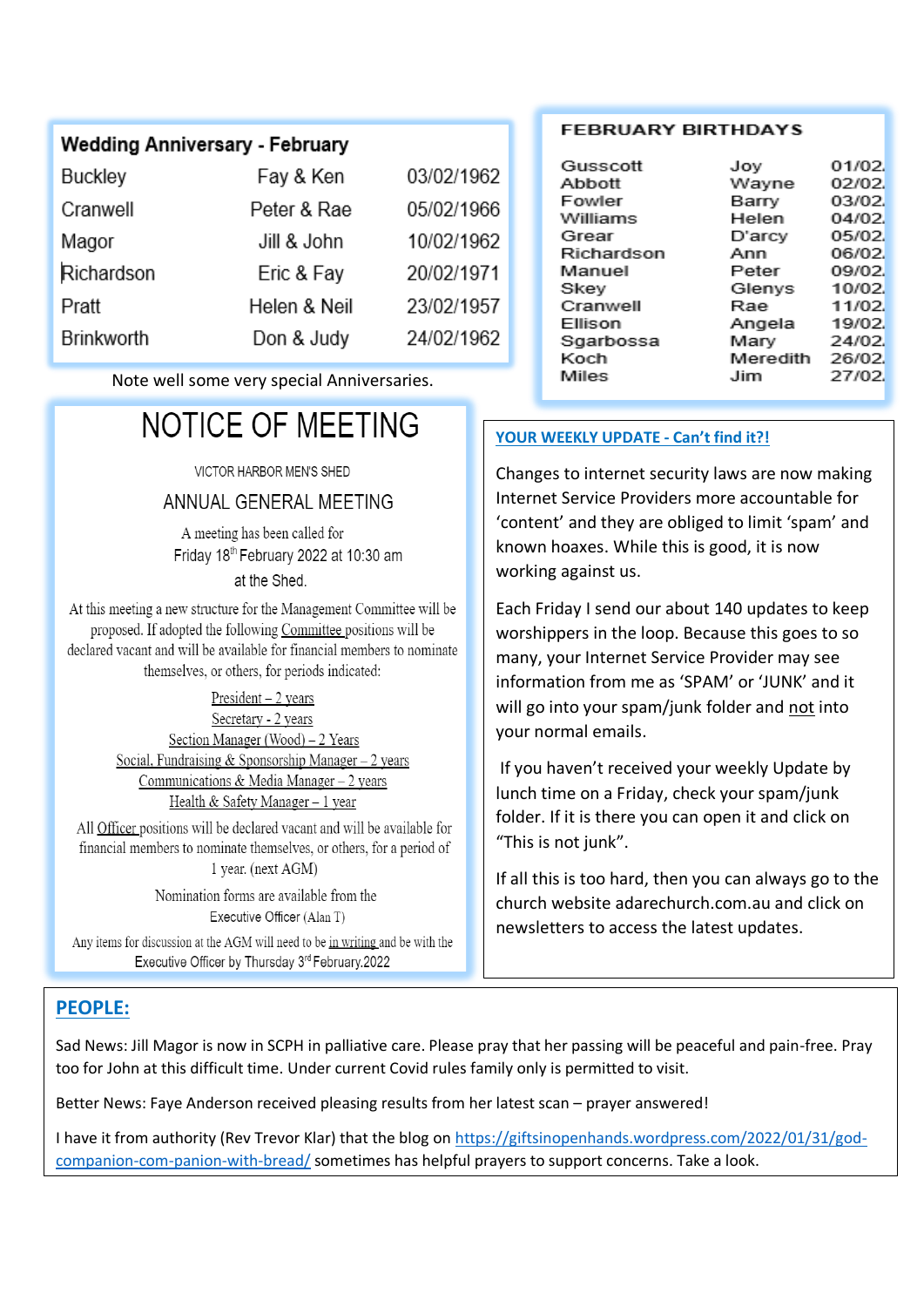## Wedding Anniversary - February

| | | |
|---|---|---|
| Buckley | Fay & Ken | 03/02/1962 |
| Cranwell | Peter & Rae | 05/02/1966 |
| Magor | Jill & John | 10/02/1962 |
| Richardson | Eric & Fay | 20/02/1971 |
| Pratt | Helen & Neil | 23/02/1957 |
| Brinkworth | Don & Judy | 24/02/1962 |

Note well some very special Anniversaries.

## FEBRUARY BIRTHDAYS

| | | |
|---|---|---|
| Gusscott | Joy | 01/02. |
| Abbott | Wayne | 02/02. |
| Fowler | Barry | 03/02. |
| Williams | Helen | 04/02. |
| Grear | D'arcy | 05/02. |
| Richardson | Ann | 06/02. |
| Manuel | Peter | 09/02. |
| Skey | Glenys | 10/02. |
| Cranwell | Rae | 11/02. |
| Ellison | Angela | 19/02. |
| Sgarbossa | Mary | 24/02. |
| Koch | Meredith | 26/02. |
| Miles | Jim | 27/02. |

# NOTICE OF MEETING

VICTOR HARBOR MEN'S SHED

## ANNUAL GENERAL MEETING

A meeting has been called for
Friday 18th February 2022 at 10:30 am
at the Shed.

At this meeting a new structure for the Management Committee will be proposed. If adopted the following Committee positions will be declared vacant and will be available for financial members to nominate themselves, or others, for periods indicated:

- President – 2 years
- Secretary - 2 years
- Section Manager (Wood) – 2 Years
- Social, Fundraising & Sponsorship Manager – 2 years
- Communications & Media Manager – 2 years
- Health & Safety Manager – 1 year

All Officer positions will be declared vacant and will be available for financial members to nominate themselves, or others, for a period of 1 year. (next AGM)

Nomination forms are available from the Executive Officer (Alan T)

Any items for discussion at the AGM will need to be in writing and be with the Executive Officer by Thursday 3rd February.2022

## YOUR WEEKLY UPDATE - Can't find it?!

Changes to internet security laws are now making Internet Service Providers more accountable for 'content' and they are obliged to limit 'spam' and known hoaxes. While this is good, it is now working against us.

Each Friday I send our about 140 updates to keep worshippers in the loop. Because this goes to so many, your Internet Service Provider may see information from me as 'SPAM' or 'JUNK' and it will go into your spam/junk folder and not into your normal emails.

If you haven't received your weekly Update by lunch time on a Friday, check your spam/junk folder. If it is there you can open it and click on "This is not junk".

If all this is too hard, then you can always go to the church website adarechurch.com.au and click on newsletters to access the latest updates.

## PEOPLE:

Sad News: Jill Magor is now in SCPH in palliative care. Please pray that her passing will be peaceful and pain-free. Pray too for John at this difficult time. Under current Covid rules family only is permitted to visit.

Better News: Faye Anderson received pleasing results from her latest scan – prayer answered!

I have it from authority (Rev Trevor Klar) that the blog on https://giftsinopenhands.wordpress.com/2022/01/31/god-companion-com-panion-with-bread/ sometimes has helpful prayers to support concerns. Take a look.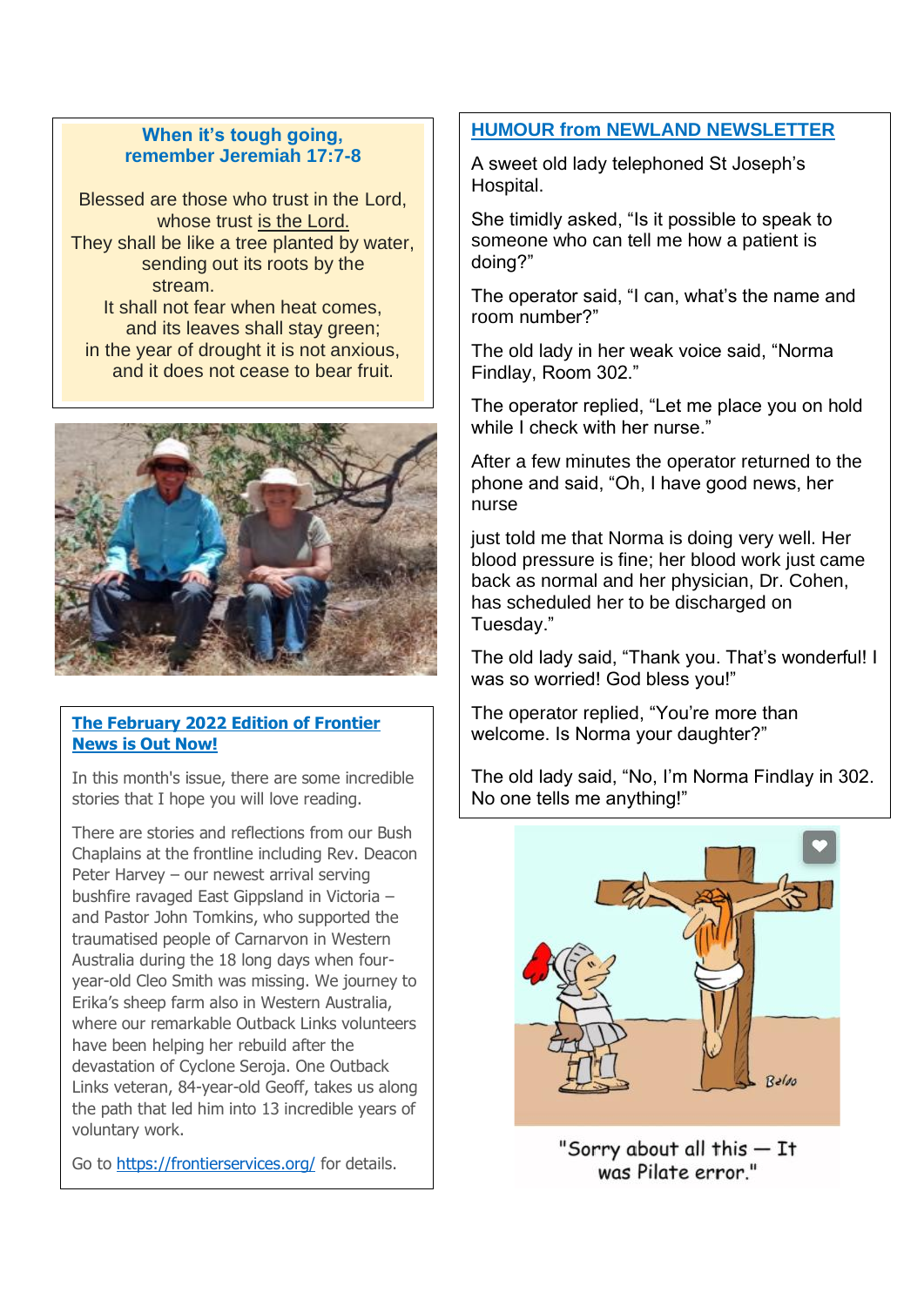**When it's tough going, remember Jeremiah 17:7-8**

Blessed are those who trust in the Lord,
whose trust is the Lord.
They shall be like a tree planted by water,
sending out its roots by the stream.
It shall not fear when heat comes,
and its leaves shall stay green;
in the year of drought it is not anxious,
and it does not cease to bear fruit.

## The February 2022 Edition of Frontier News is Out Now!

In this month's issue, there are some incredible stories that I hope you will love reading.

There are stories and reflections from our Bush Chaplains at the frontline including Rev. Deacon Peter Harvey – our newest arrival serving bushfire ravaged East Gippsland in Victoria – and Pastor John Tomkins, who supported the traumatised people of Carnarvon in Western Australia during the 18 long days when four-year-old Cleo Smith was missing. We journey to Erika's sheep farm also in Western Australia, where our remarkable Outback Links volunteers have been helping her rebuild after the devastation of Cyclone Seroja. One Outback Links veteran, 84-year-old Geoff, takes us along the path that led him into 13 incredible years of voluntary work.

Go to https://frontierservices.org/ for details.

## HUMOUR from NEWLAND NEWSLETTER

A sweet old lady telephoned St Joseph's Hospital.

She timidly asked, "Is it possible to speak to someone who can tell me how a patient is doing?"

The operator said, "I can, what's the name and room number?"

The old lady in her weak voice said, "Norma Findlay, Room 302."

The operator replied, "Let me place you on hold while I check with her nurse."

After a few minutes the operator returned to the phone and said, "Oh, I have good news, her nurse

just told me that Norma is doing very well. Her blood pressure is fine; her blood work just came back as normal and her physician, Dr. Cohen, has scheduled her to be discharged on Tuesday."

The old lady said, "Thank you. That's wonderful! I was so worried! God bless you!"

The operator replied, "You're more than welcome. Is Norma your daughter?"

The old lady said, "No, I'm Norma Findlay in 302. No one tells me anything!"

"Sorry about all this — It was Pilate error."